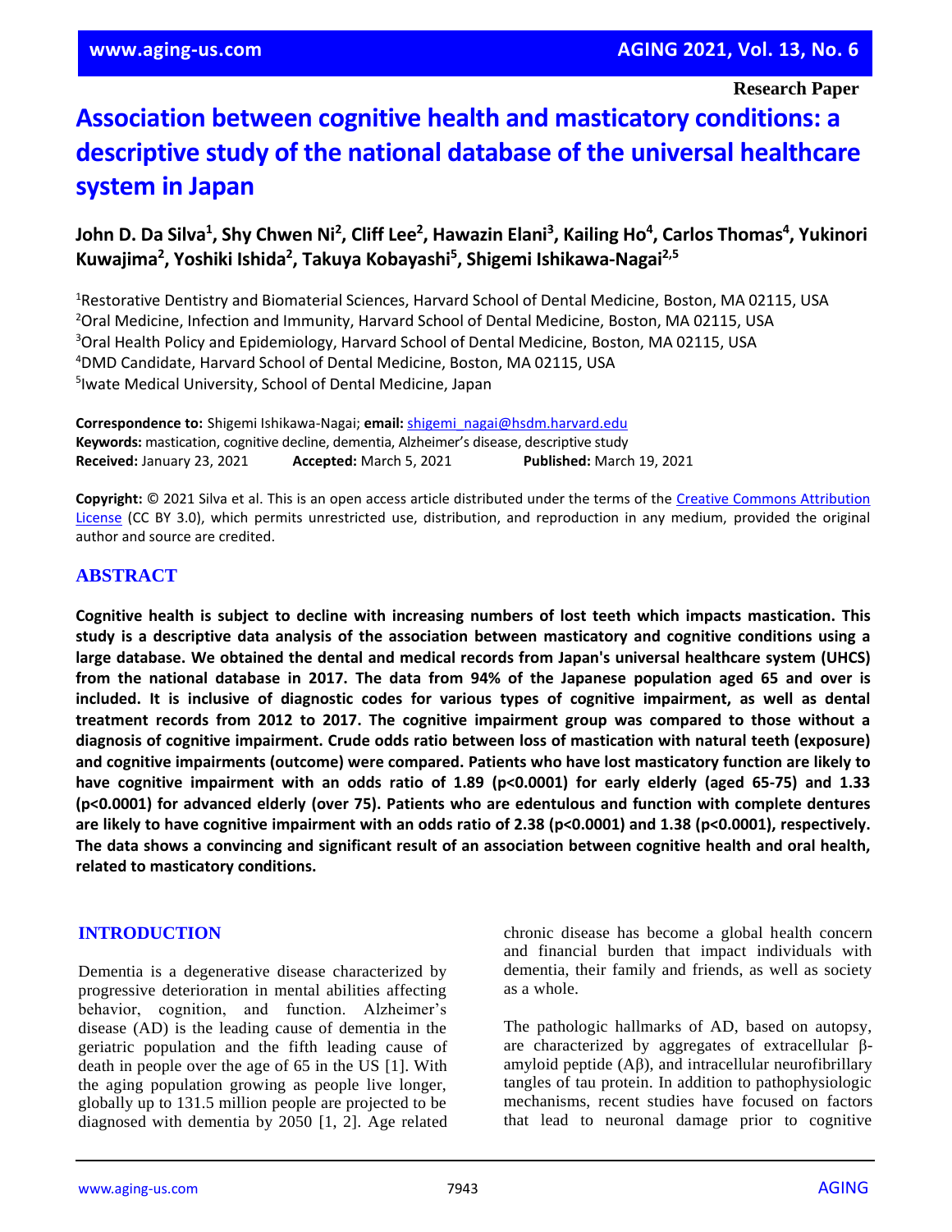Research Paper

# Association between cognitive health and masticatory conditions: a descriptive study of the national database of the universal healthcare system in Japan

**John D. Da Silva[1], Shy Chwen Ni[2], Cliff Lee[2], Hawazin Elani[3], Kailing Ho[4], Carlos Thomas[4], Yukinori Kuwajima[2], Yoshiki Ishida[2], Takuya Kobayashi[5], Shigemi Ishikawa-Nagai[2,5]**

[1]Restorative Dentistry and Biomaterial Sciences, Harvard School of Dental Medicine, Boston, MA 02115, USA
[2]Oral Medicine, Infection and Immunity, Harvard School of Dental Medicine, Boston, MA 02115, USA
[3]Oral Health Policy and Epidemiology, Harvard School of Dental Medicine, Boston, MA 02115, USA
[4]DMD Candidate, Harvard School of Dental Medicine, Boston, MA 02115, USA
[5]Iwate Medical University, School of Dental Medicine, Japan

**Correspondence to:** Shigemi Ishikawa-Nagai; **email:** shigemi_nagai@hsdm.harvard.edu
**Keywords:** mastication, cognitive decline, dementia, Alzheimer's disease, descriptive study
**Received:** January 23, 2021 **Accepted:** March 5, 2021 **Published:** March 19, 2021

**Copyright:** © 2021 Silva et al. This is an open access article distributed under the terms of the Creative Commons Attribution License (CC BY 3.0), which permits unrestricted use, distribution, and reproduction in any medium, provided the original author and source are credited.

## ABSTRACT

**Cognitive health is subject to decline with increasing numbers of lost teeth which impacts mastication. This study is a descriptive data analysis of the association between masticatory and cognitive conditions using a large database. We obtained the dental and medical records from Japan's universal healthcare system (UHCS) from the national database in 2017. The data from 94% of the Japanese population aged 65 and over is included. It is inclusive of diagnostic codes for various types of cognitive impairment, as well as dental treatment records from 2012 to 2017. The cognitive impairment group was compared to those without a diagnosis of cognitive impairment. Crude odds ratio between loss of mastication with natural teeth (exposure) and cognitive impairments (outcome) were compared. Patients who have lost masticatory function are likely to have cognitive impairment with an odds ratio of 1.89 (p<0.0001) for early elderly (aged 65-75) and 1.33 (p<0.0001) for advanced elderly (over 75). Patients who are edentulous and function with complete dentures are likely to have cognitive impairment with an odds ratio of 2.38 (p<0.0001) and 1.38 (p<0.0001), respectively. The data shows a convincing and significant result of an association between cognitive health and oral health, related to masticatory conditions.**

## INTRODUCTION

Dementia is a degenerative disease characterized by progressive deterioration in mental abilities affecting behavior, cognition, and function. Alzheimer's disease (AD) is the leading cause of dementia in the geriatric population and the fifth leading cause of death in people over the age of 65 in the US [1]. With the aging population growing as people live longer, globally up to 131.5 million people are projected to be diagnosed with dementia by 2050 [1, 2]. Age related chronic disease has become a global health concern and financial burden that impact individuals with dementia, their family and friends, as well as society as a whole.

The pathologic hallmarks of AD, based on autopsy, are characterized by aggregates of extracellular β-amyloid peptide (Aβ), and intracellular neurofibrillary tangles of tau protein. In addition to pathophysiologic mechanisms, recent studies have focused on factors that lead to neuronal damage prior to cognitive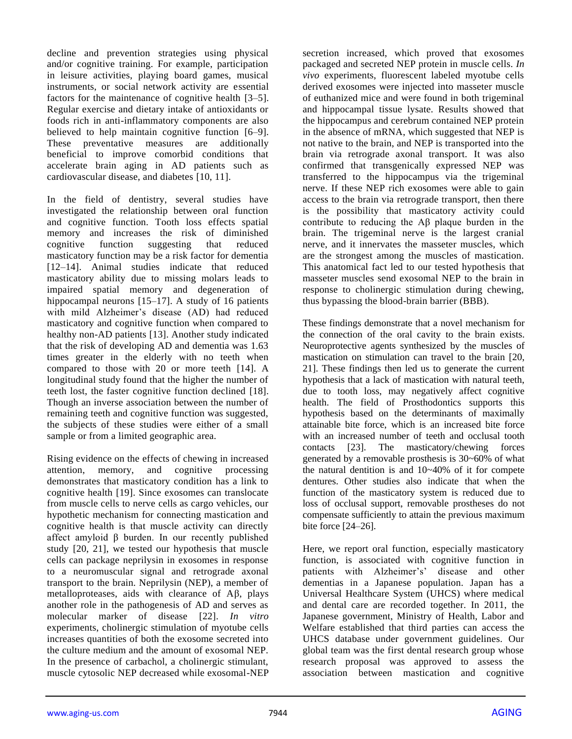decline and prevention strategies using physical and/or cognitive training. For example, participation in leisure activities, playing board games, musical instruments, or social network activity are essential factors for the maintenance of cognitive health [3–5]. Regular exercise and dietary intake of antioxidants or foods rich in anti-inflammatory components are also believed to help maintain cognitive function [6–9]. These preventative measures are additionally beneficial to improve comorbid conditions that accelerate brain aging in AD patients such as cardiovascular disease, and diabetes [10, 11].

In the field of dentistry, several studies have investigated the relationship between oral function and cognitive function. Tooth loss effects spatial memory and increases the risk of diminished cognitive function suggesting that reduced masticatory function may be a risk factor for dementia [12–14]. Animal studies indicate that reduced masticatory ability due to missing molars leads to impaired spatial memory and degeneration of hippocampal neurons [15–17]. A study of 16 patients with mild Alzheimer's disease (AD) had reduced masticatory and cognitive function when compared to healthy non-AD patients [13]. Another study indicated that the risk of developing AD and dementia was 1.63 times greater in the elderly with no teeth when compared to those with 20 or more teeth [14]. A longitudinal study found that the higher the number of teeth lost, the faster cognitive function declined [18]. Though an inverse association between the number of remaining teeth and cognitive function was suggested, the subjects of these studies were either of a small sample or from a limited geographic area.

Rising evidence on the effects of chewing in increased attention, memory, and cognitive processing demonstrates that masticatory condition has a link to cognitive health [19]. Since exosomes can translocate from muscle cells to nerve cells as cargo vehicles, our hypothetic mechanism for connecting mastication and cognitive health is that muscle activity can directly affect amyloid β burden. In our recently published study [20, 21], we tested our hypothesis that muscle cells can package neprilysin in exosomes in response to a neuromuscular signal and retrograde axonal transport to the brain. Neprilysin (NEP), a member of metalloproteases, aids with clearance of Aβ, plays another role in the pathogenesis of AD and serves as molecular marker of disease [22]. *In vitro* experiments, cholinergic stimulation of myotube cells increases quantities of both the exosome secreted into the culture medium and the amount of exosomal NEP. In the presence of carbachol, a cholinergic stimulant, muscle cytosolic NEP decreased while exosomal-NEP secretion increased, which proved that exosomes packaged and secreted NEP protein in muscle cells. *In vivo* experiments, fluorescent labeled myotube cells derived exosomes were injected into masseter muscle of euthanized mice and were found in both trigeminal and hippocampal tissue lysate. Results showed that the hippocampus and cerebrum contained NEP protein in the absence of mRNA, which suggested that NEP is not native to the brain, and NEP is transported into the brain via retrograde axonal transport. It was also confirmed that transgenically expressed NEP was transferred to the hippocampus via the trigeminal nerve. If these NEP rich exosomes were able to gain access to the brain via retrograde transport, then there is the possibility that masticatory activity could contribute to reducing the Aβ plaque burden in the brain. The trigeminal nerve is the largest cranial nerve, and it innervates the masseter muscles, which are the strongest among the muscles of mastication. This anatomical fact led to our tested hypothesis that masseter muscles send exosomal NEP to the brain in response to cholinergic stimulation during chewing, thus bypassing the blood-brain barrier (BBB).

These findings demonstrate that a novel mechanism for the connection of the oral cavity to the brain exists. Neuroprotective agents synthesized by the muscles of mastication on stimulation can travel to the brain [20, 21]. These findings then led us to generate the current hypothesis that a lack of mastication with natural teeth, due to tooth loss, may negatively affect cognitive health. The field of Prosthodontics supports this hypothesis based on the determinants of maximally attainable bite force, which is an increased bite force with an increased number of teeth and occlusal tooth contacts [23]. The masticatory/chewing forces generated by a removable prosthesis is 30~60% of what the natural dentition is and 10~40% of it for compete dentures. Other studies also indicate that when the function of the masticatory system is reduced due to loss of occlusal support, removable prostheses do not compensate sufficiently to attain the previous maximum bite force [24–26].

Here, we report oral function, especially masticatory function, is associated with cognitive function in patients with Alzheimer's' disease and other dementias in a Japanese population. Japan has a Universal Healthcare System (UHCS) where medical and dental care are recorded together. In 2011, the Japanese government, Ministry of Health, Labor and Welfare established that third parties can access the UHCS database under government guidelines. Our global team was the first dental research group whose research proposal was approved to assess the association between mastication and cognitive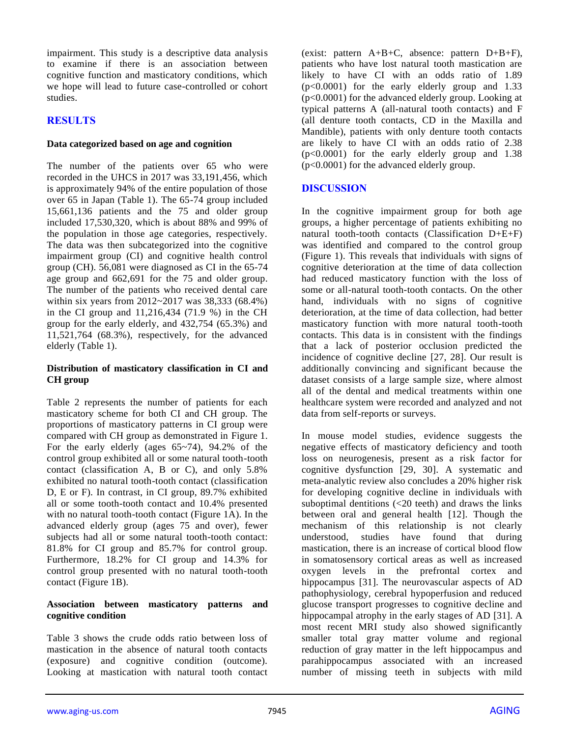impairment. This study is a descriptive data analysis to examine if there is an association between cognitive function and masticatory conditions, which we hope will lead to future case-controlled or cohort studies.

## RESULTS

### Data categorized based on age and cognition

The number of the patients over 65 who were recorded in the UHCS in 2017 was 33,191,456, which is approximately 94% of the entire population of those over 65 in Japan (Table 1). The 65-74 group included 15,661,136 patients and the 75 and older group included 17,530,320, which is about 88% and 99% of the population in those age categories, respectively. The data was then subcategorized into the cognitive impairment group (CI) and cognitive health control group (CH). 56,081 were diagnosed as CI in the 65-74 age group and 662,691 for the 75 and older group. The number of the patients who received dental care within six years from 2012~2017 was 38,333 (68.4%) in the CI group and 11,216,434 (71.9 %) in the CH group for the early elderly, and 432,754 (65.3%) and 11,521,764 (68.3%), respectively, for the advanced elderly (Table 1).

### Distribution of masticatory classification in CI and CH group

Table 2 represents the number of patients for each masticatory scheme for both CI and CH group. The proportions of masticatory patterns in CI group were compared with CH group as demonstrated in Figure 1. For the early elderly (ages 65~74), 94.2% of the control group exhibited all or some natural tooth-tooth contact (classification A, B or C), and only 5.8% exhibited no natural tooth-tooth contact (classification D, E or F). In contrast, in CI group, 89.7% exhibited all or some tooth-tooth contact and 10.4% presented with no natural tooth-tooth contact (Figure 1A). In the advanced elderly group (ages 75 and over), fewer subjects had all or some natural tooth-tooth contact: 81.8% for CI group and 85.7% for control group. Furthermore, 18.2% for CI group and 14.3% for control group presented with no natural tooth-tooth contact (Figure 1B).

### Association between masticatory patterns and cognitive condition

Table 3 shows the crude odds ratio between loss of mastication in the absence of natural tooth contacts (exposure) and cognitive condition (outcome). Looking at mastication with natural tooth contact (exist: pattern A+B+C, absence: pattern D+B+F), patients who have lost natural tooth mastication are likely to have CI with an odds ratio of 1.89 ($p<0.0001$) for the early elderly group and 1.33 ($p<0.0001$) for the advanced elderly group. Looking at typical patterns A (all-natural tooth contacts) and F (all denture tooth contacts, CD in the Maxilla and Mandible), patients with only denture tooth contacts are likely to have CI with an odds ratio of 2.38 ($p<0.0001$) for the early elderly group and 1.38 ($p<0.0001$) for the advanced elderly group.

## DISCUSSION

In the cognitive impairment group for both age groups, a higher percentage of patients exhibiting no natural tooth-tooth contacts (Classification D+E+F) was identified and compared to the control group (Figure 1). This reveals that individuals with signs of cognitive deterioration at the time of data collection had reduced masticatory function with the loss of some or all-natural tooth-tooth contacts. On the other hand, individuals with no signs of cognitive deterioration, at the time of data collection, had better masticatory function with more natural tooth-tooth contacts. This data is in consistent with the findings that a lack of posterior occlusion predicted the incidence of cognitive decline [27, 28]. Our result is additionally convincing and significant because the dataset consists of a large sample size, where almost all of the dental and medical treatments within one healthcare system were recorded and analyzed and not data from self-reports or surveys.

In mouse model studies, evidence suggests the negative effects of masticatory deficiency and tooth loss on neurogenesis, present as a risk factor for cognitive dysfunction [29, 30]. A systematic and meta-analytic review also concludes a 20% higher risk for developing cognitive decline in individuals with suboptimal dentitions (<20 teeth) and draws the links between oral and general health [12]. Though the mechanism of this relationship is not clearly understood, studies have found that during mastication, there is an increase of cortical blood flow in somatosensory cortical areas as well as increased oxygen levels in the prefrontal cortex and hippocampus [31]. The neurovascular aspects of AD pathophysiology, cerebral hypoperfusion and reduced glucose transport progresses to cognitive decline and hippocampal atrophy in the early stages of AD [31]. A most recent MRI study also showed significantly smaller total gray matter volume and regional reduction of gray matter in the left hippocampus and parahippocampus associated with an increased number of missing teeth in subjects with mild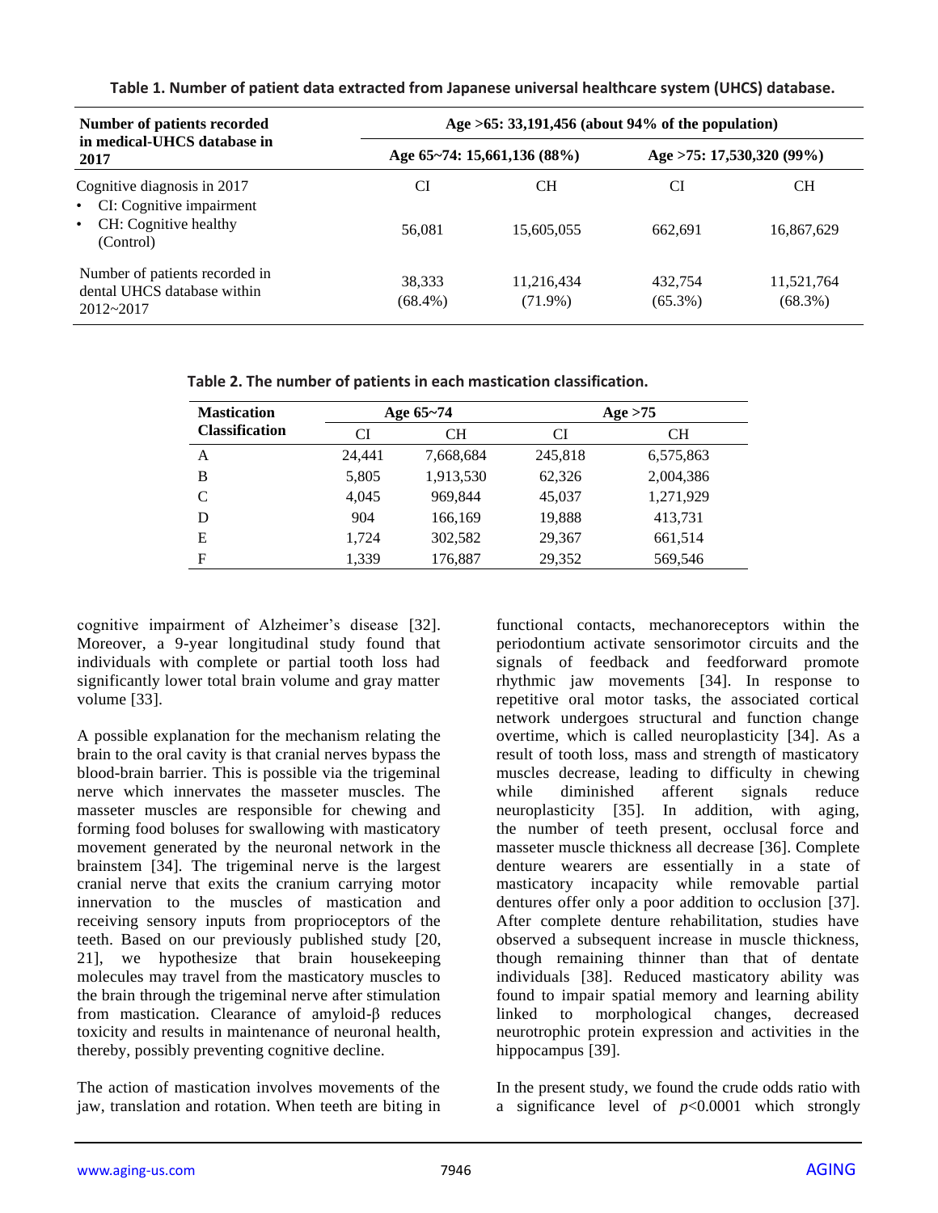**Table 1. Number of patient data extracted from Japanese universal healthcare system (UHCS) database.**

| Number of patients recorded in medical-UHCS database in 2017 | Age >65: 33,191,456 (about 94% of the population) | | | |
|---|---|---|---|---|
| | Age 65~74: 15,661,136 (88%) | | Age >75: 17,530,320 (99%) | |
| Cognitive diagnosis in 2017 <br>• CI: Cognitive impairment <br>• CH: Cognitive healthy (Control) | CI | CH | CI | CH |
| | 56,081 | 15,605,055 | 662,691 | 16,867,629 |
| Number of patients recorded in dental UHCS database within 2012~2017 | 38,333 (68.4%) | 11,216,434 (71.9%) | 432,754 (65.3%) | 11,521,764 (68.3%) |

**Table 2. The number of patients in each mastication classification.**

| Mastication Classification | Age 65~74 | | Age >75 | |
|---|---|---|---|---|
| | CI | CH | CI | CH |
| A | 24,441 | 7,668,684 | 245,818 | 6,575,863 |
| B | 5,805 | 1,913,530 | 62,326 | 2,004,386 |
| C | 4,045 | 969,844 | 45,037 | 1,271,929 |
| D | 904 | 166,169 | 19,888 | 413,731 |
| E | 1,724 | 302,582 | 29,367 | 661,514 |
| F | 1,339 | 176,887 | 29,352 | 569,546 |

cognitive impairment of Alzheimer's disease [32]. Moreover, a 9-year longitudinal study found that individuals with complete or partial tooth loss had significantly lower total brain volume and gray matter volume [33].

A possible explanation for the mechanism relating the brain to the oral cavity is that cranial nerves bypass the blood-brain barrier. This is possible via the trigeminal nerve which innervates the masseter muscles. The masseter muscles are responsible for chewing and forming food boluses for swallowing with masticatory movement generated by the neuronal network in the brainstem [34]. The trigeminal nerve is the largest cranial nerve that exits the cranium carrying motor innervation to the muscles of mastication and receiving sensory inputs from proprioceptors of the teeth. Based on our previously published study [20, 21], we hypothesize that brain housekeeping molecules may travel from the masticatory muscles to the brain through the trigeminal nerve after stimulation from mastication. Clearance of amyloid-β reduces toxicity and results in maintenance of neuronal health, thereby, possibly preventing cognitive decline.

The action of mastication involves movements of the jaw, translation and rotation. When teeth are biting in functional contacts, mechanoreceptors within the periodontium activate sensorimotor circuits and the signals of feedback and feedforward promote rhythmic jaw movements [34]. In response to repetitive oral motor tasks, the associated cortical network undergoes structural and function change overtime, which is called neuroplasticity [34]. As a result of tooth loss, mass and strength of masticatory muscles decrease, leading to difficulty in chewing while diminished afferent signals reduce neuroplasticity [35]. In addition, with aging, the number of teeth present, occlusal force and masseter muscle thickness all decrease [36]. Complete denture wearers are essentially in a state of masticatory incapacity while removable partial dentures offer only a poor addition to occlusion [37]. After complete denture rehabilitation, studies have observed a subsequent increase in muscle thickness, though remaining thinner than that of dentate individuals [38]. Reduced masticatory ability was found to impair spatial memory and learning ability linked to morphological changes, decreased neurotrophic protein expression and activities in the hippocampus [39].

In the present study, we found the crude odds ratio with a significance level of $p$<0.0001 which strongly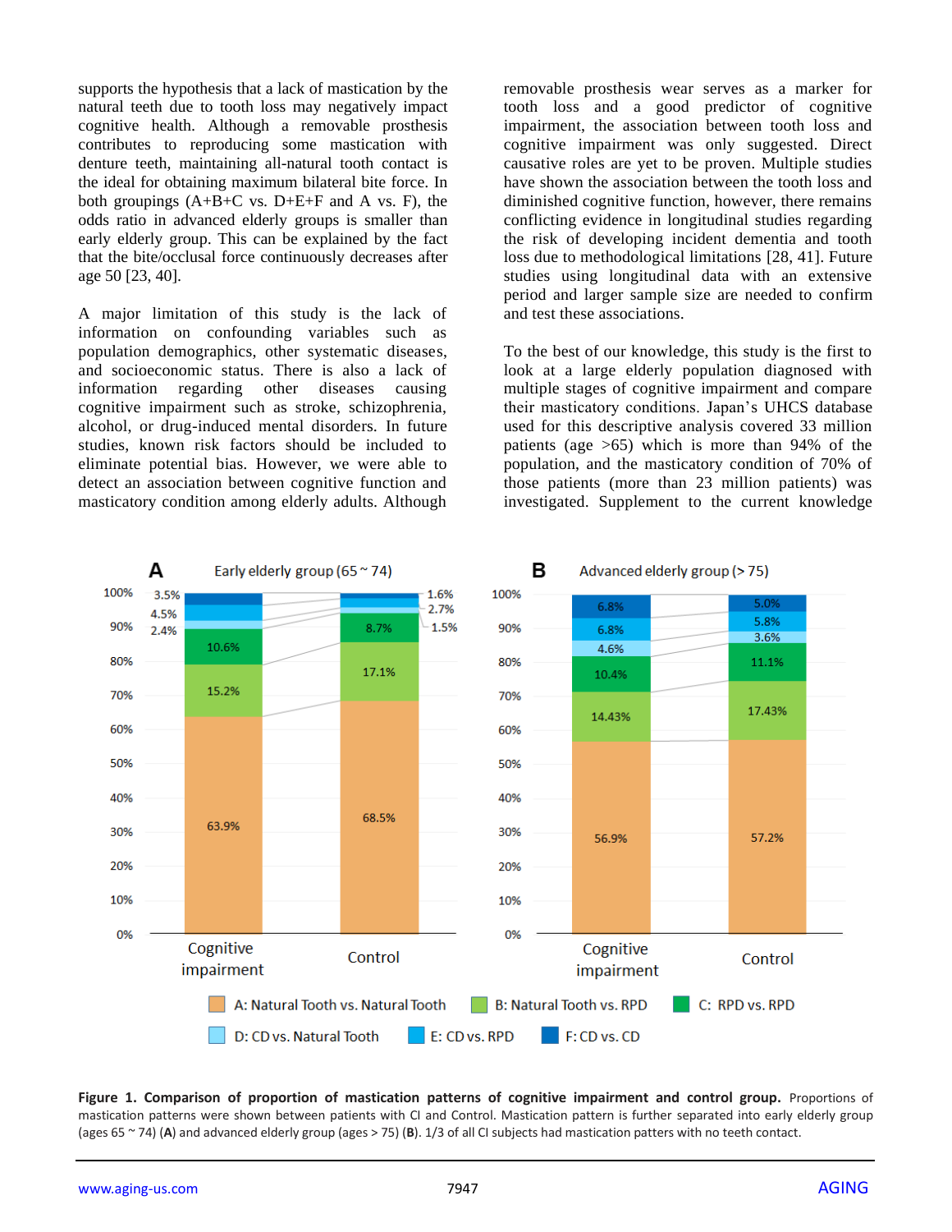supports the hypothesis that a lack of mastication by the natural teeth due to tooth loss may negatively impact cognitive health. Although a removable prosthesis contributes to reproducing some mastication with denture teeth, maintaining all-natural tooth contact is the ideal for obtaining maximum bilateral bite force. In both groupings (A+B+C vs. D+E+F and A vs. F), the odds ratio in advanced elderly groups is smaller than early elderly group. This can be explained by the fact that the bite/occlusal force continuously decreases after age 50 [23, 40].

A major limitation of this study is the lack of information on confounding variables such as population demographics, other systematic diseases, and socioeconomic status. There is also a lack of information regarding other diseases causing cognitive impairment such as stroke, schizophrenia, alcohol, or drug-induced mental disorders. In future studies, known risk factors should be included to eliminate potential bias. However, we were able to detect an association between cognitive function and masticatory condition among elderly adults. Although removable prosthesis wear serves as a marker for tooth loss and a good predictor of cognitive impairment, the association between tooth loss and cognitive impairment was only suggested. Direct causative roles are yet to be proven. Multiple studies have shown the association between the tooth loss and diminished cognitive function, however, there remains conflicting evidence in longitudinal studies regarding the risk of developing incident dementia and tooth loss due to methodological limitations [28, 41]. Future studies using longitudinal data with an extensive period and larger sample size are needed to confirm and test these associations.

To the best of our knowledge, this study is the first to look at a large elderly population diagnosed with multiple stages of cognitive impairment and compare their masticatory conditions. Japan's UHCS database used for this descriptive analysis covered 33 million patients (age >65) which is more than 94% of the population, and the masticatory condition of 70% of those patients (more than 23 million patients) was investigated. Supplement to the current knowledge

**Figure 1. Comparison of proportion of mastication patterns of cognitive impairment and control group.** Proportions of mastication patterns were shown between patients with CI and Control. Mastication pattern is further separated into early elderly group (ages 65 ~ 74) (**A**) and advanced elderly group (ages > 75) (**B**). 1/3 of all CI subjects had mastication patters with no teeth contact.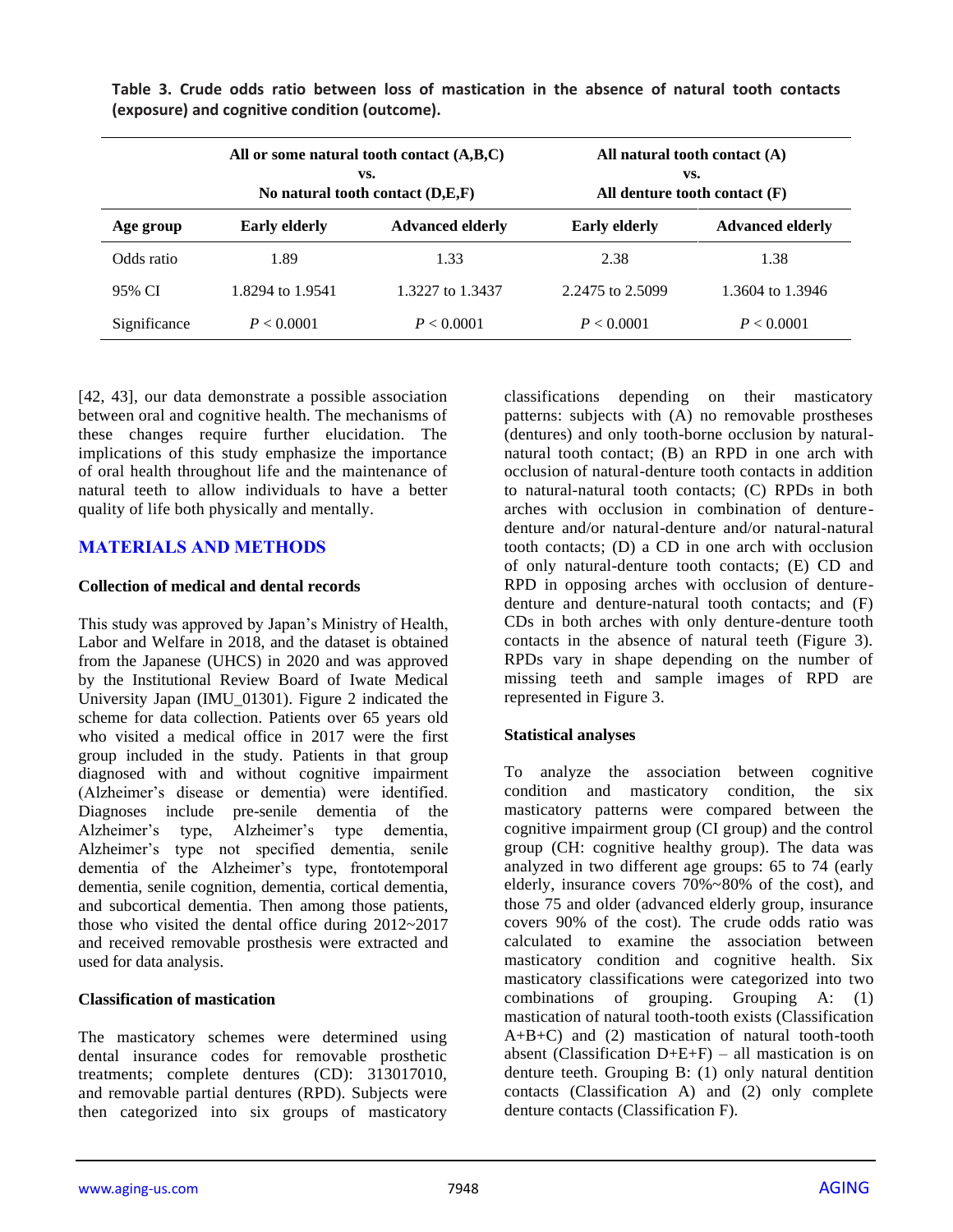**Table 3. Crude odds ratio between loss of mastication in the absence of natural tooth contacts (exposure) and cognitive condition (outcome).**

| | All or some natural tooth contact (A,B,C) vs. No natural tooth contact (D,E,F) | | All natural tooth contact (A) vs. All denture tooth contact (F) | |
|---|---|---|---|---|
| **Age group** | **Early elderly** | **Advanced elderly** | **Early elderly** | **Advanced elderly** |
| Odds ratio | 1.89 | 1.33 | 2.38 | 1.38 |
| 95% CI | 1.8294 to 1.9541 | 1.3227 to 1.3437 | 2.2475 to 2.5099 | 1.3604 to 1.3946 |
| Significance | $P < 0.0001$ | $P < 0.0001$ | $P < 0.0001$ | $P < 0.0001$ |

[42, 43], our data demonstrate a possible association between oral and cognitive health. The mechanisms of these changes require further elucidation. The implications of this study emphasize the importance of oral health throughout life and the maintenance of natural teeth to allow individuals to have a better quality of life both physically and mentally.

## MATERIALS AND METHODS

### Collection of medical and dental records

This study was approved by Japan's Ministry of Health, Labor and Welfare in 2018, and the dataset is obtained from the Japanese (UHCS) in 2020 and was approved by the Institutional Review Board of Iwate Medical University Japan (IMU_01301). Figure 2 indicated the scheme for data collection. Patients over 65 years old who visited a medical office in 2017 were the first group included in the study. Patients in that group diagnosed with and without cognitive impairment (Alzheimer's disease or dementia) were identified. Diagnoses include pre-senile dementia of the Alzheimer's type, Alzheimer's type dementia, Alzheimer's type not specified dementia, senile dementia of the Alzheimer's type, frontotemporal dementia, senile cognition, dementia, cortical dementia, and subcortical dementia. Then among those patients, those who visited the dental office during 2012~2017 and received removable prosthesis were extracted and used for data analysis.

### Classification of mastication

The masticatory schemes were determined using dental insurance codes for removable prosthetic treatments; complete dentures (CD): 313017010, and removable partial dentures (RPD). Subjects were then categorized into six groups of masticatory classifications depending on their masticatory patterns: subjects with (A) no removable prostheses (dentures) and only tooth-borne occlusion by natural-natural tooth contact; (B) an RPD in one arch with occlusion of natural-denture tooth contacts in addition to natural-natural tooth contacts; (C) RPDs in both arches with occlusion in combination of denture-denture and/or natural-denture and/or natural-natural tooth contacts; (D) a CD in one arch with occlusion of only natural-denture tooth contacts; (E) CD and RPD in opposing arches with occlusion of denture-denture and denture-natural tooth contacts; and (F) CDs in both arches with only denture-denture tooth contacts in the absence of natural teeth (Figure 3). RPDs vary in shape depending on the number of missing teeth and sample images of RPD are represented in Figure 3.

### Statistical analyses

To analyze the association between cognitive condition and masticatory condition, the six masticatory patterns were compared between the cognitive impairment group (CI group) and the control group (CH: cognitive healthy group). The data was analyzed in two different age groups: 65 to 74 (early elderly, insurance covers 70%~80% of the cost), and those 75 and older (advanced elderly group, insurance covers 90% of the cost). The crude odds ratio was calculated to examine the association between masticatory condition and cognitive health. Six masticatory classifications were categorized into two combinations of grouping. Grouping A: (1) mastication of natural tooth-tooth exists (Classification A+B+C) and (2) mastication of natural tooth-tooth absent (Classification D+E+F) – all mastication is on denture teeth. Grouping B: (1) only natural dentition contacts (Classification A) and (2) only complete denture contacts (Classification F).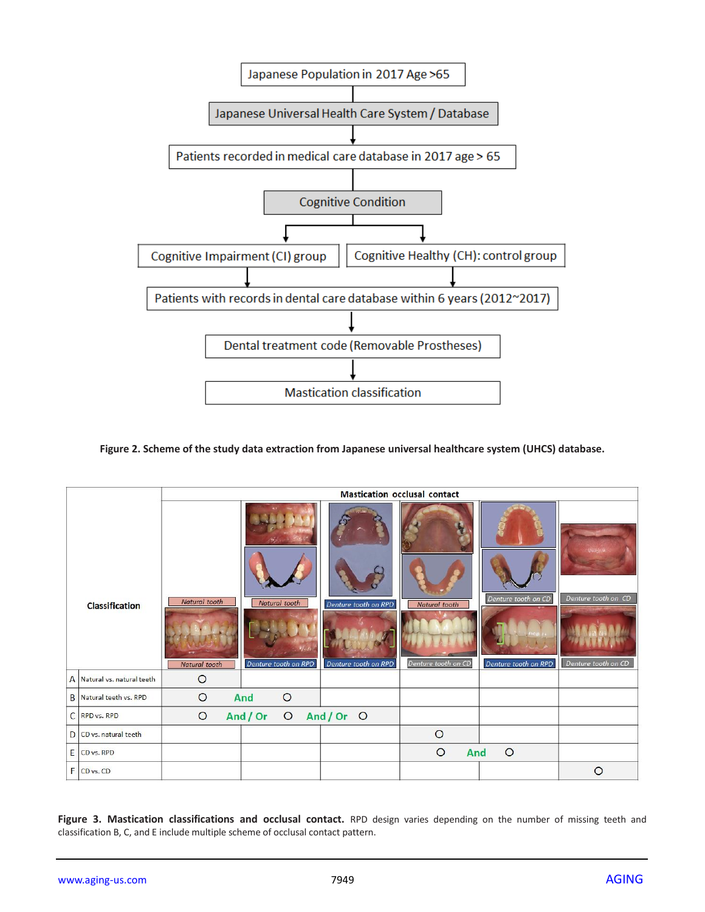Japanese Population in 2017 Age >65

Japanese Universal Health Care System / Database

Patients recorded in medical care database in 2017 age > 65

Cognitive Condition

Cognitive Impairment (CI) group | Cognitive Healthy (CH): control group

Patients with records in dental care database within 6 years (2012~2017)

Dental treatment code (Removable Prostheses)

Mastication classification

**Figure 2. Scheme of the study data extraction from Japanese universal healthcare system (UHCS) database.**

| | Classification | Mastication occlusal contact | | | | | |
|---|---|---|---|---|---|---|---|
| | | Natural tooth / Natural tooth | Natural tooth / Denture tooth on RPD | Denture tooth on RPD / Denture tooth on RPD | Natural tooth / Denture tooth on CD | Denture tooth on CD / Denture tooth on RPD | Denture tooth on CD / Denture tooth on CD |
| A | Natural vs. natural teeth | ○ | | | | | |
| B | Natural teeth vs. RPD | ○ | And ○ | | | | |
| C | RPD vs. RPD | ○ | And / Or ○ | And / Or ○ | | | |
| D | CD vs. natural teeth | | | | ○ | | |
| E | CD vs. RPD | | | | ○ | And ○ | |
| F | CD vs. CD | | | | | | ○ |

**Figure 3. Mastication classifications and occlusal contact.** RPD design varies depending on the number of missing teeth and classification B, C, and E include multiple scheme of occlusal contact pattern.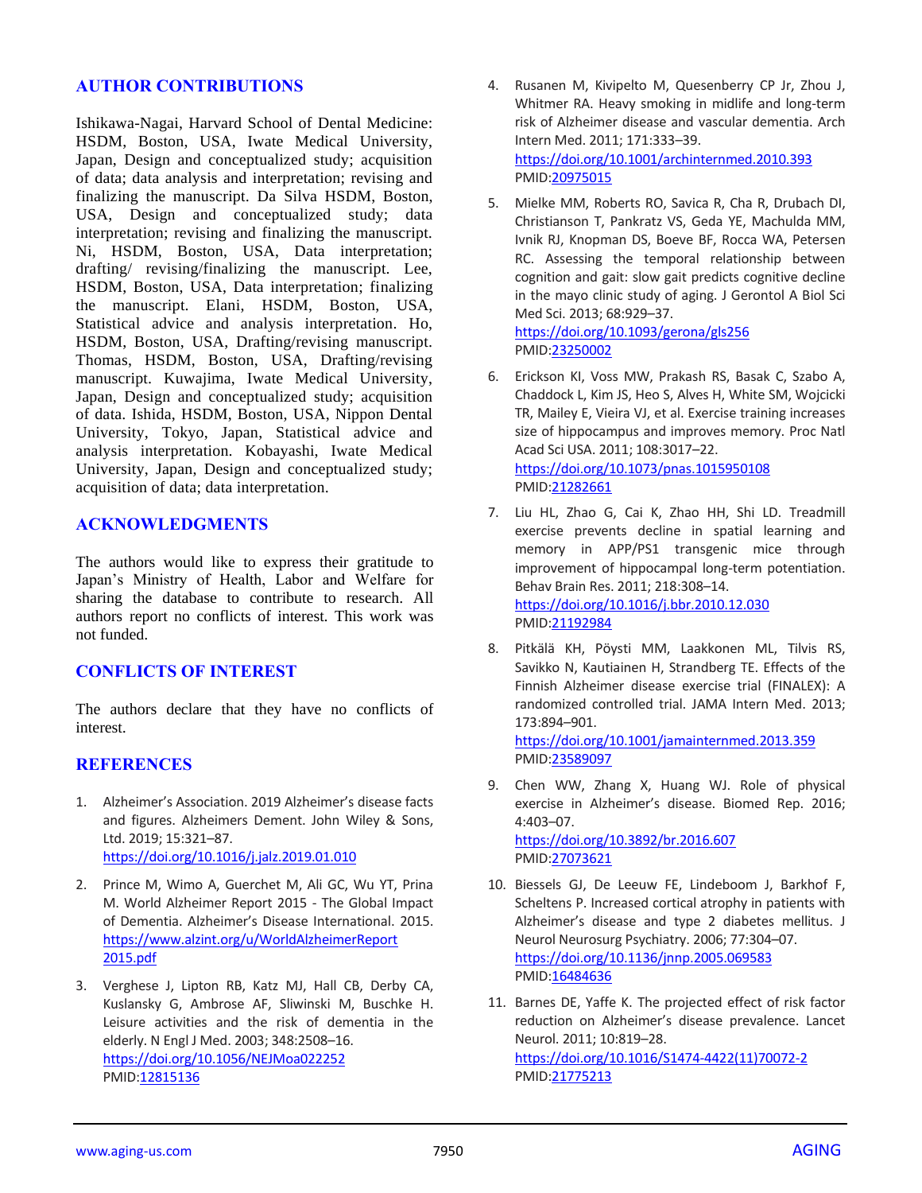## AUTHOR CONTRIBUTIONS

Ishikawa-Nagai, Harvard School of Dental Medicine: HSDM, Boston, USA, Iwate Medical University, Japan, Design and conceptualized study; acquisition of data; data analysis and interpretation; revising and finalizing the manuscript. Da Silva HSDM, Boston, USA, Design and conceptualized study; data interpretation; revising and finalizing the manuscript. Ni, HSDM, Boston, USA, Data interpretation; drafting/ revising/finalizing the manuscript. Lee, HSDM, Boston, USA, Data interpretation; finalizing the manuscript. Elani, HSDM, Boston, USA, Statistical advice and analysis interpretation. Ho, HSDM, Boston, USA, Drafting/revising manuscript. Thomas, HSDM, Boston, USA, Drafting/revising manuscript. Kuwajima, Iwate Medical University, Japan, Design and conceptualized study; acquisition of data. Ishida, HSDM, Boston, USA, Nippon Dental University, Tokyo, Japan, Statistical advice and analysis interpretation. Kobayashi, Iwate Medical University, Japan, Design and conceptualized study; acquisition of data; data interpretation.

## ACKNOWLEDGMENTS

The authors would like to express their gratitude to Japan's Ministry of Health, Labor and Welfare for sharing the database to contribute to research. All authors report no conflicts of interest. This work was not funded.

## CONFLICTS OF INTEREST

The authors declare that they have no conflicts of interest.

## REFERENCES

1. Alzheimer's Association. 2019 Alzheimer's disease facts and figures. Alzheimers Dement. John Wiley & Sons, Ltd. 2019; 15:321–87. https://doi.org/10.1016/j.jalz.2019.01.010

2. Prince M, Wimo A, Guerchet M, Ali GC, Wu YT, Prina M. World Alzheimer Report 2015 - The Global Impact of Dementia. Alzheimer's Disease International. 2015. https://www.alzint.org/u/WorldAlzheimerReport2015.pdf

3. Verghese J, Lipton RB, Katz MJ, Hall CB, Derby CA, Kuslansky G, Ambrose AF, Sliwinski M, Buschke H. Leisure activities and the risk of dementia in the elderly. N Engl J Med. 2003; 348:2508–16. https://doi.org/10.1056/NEJMoa022252 PMID:12815136

4. Rusanen M, Kivipelto M, Quesenberry CP Jr, Zhou J, Whitmer RA. Heavy smoking in midlife and long-term risk of Alzheimer disease and vascular dementia. Arch Intern Med. 2011; 171:333–39. https://doi.org/10.1001/archinternmed.2010.393 PMID:20975015

5. Mielke MM, Roberts RO, Savica R, Cha R, Drubach DI, Christianson T, Pankratz VS, Geda YE, Machulda MM, Ivnik RJ, Knopman DS, Boeve BF, Rocca WA, Petersen RC. Assessing the temporal relationship between cognition and gait: slow gait predicts cognitive decline in the mayo clinic study of aging. J Gerontol A Biol Sci Med Sci. 2013; 68:929–37. https://doi.org/10.1093/gerona/gls256 PMID:23250002

6. Erickson KI, Voss MW, Prakash RS, Basak C, Szabo A, Chaddock L, Kim JS, Heo S, Alves H, White SM, Wojcicki TR, Mailey E, Vieira VJ, et al. Exercise training increases size of hippocampus and improves memory. Proc Natl Acad Sci USA. 2011; 108:3017–22. https://doi.org/10.1073/pnas.1015950108 PMID:21282661

7. Liu HL, Zhao G, Cai K, Zhao HH, Shi LD. Treadmill exercise prevents decline in spatial learning and memory in APP/PS1 transgenic mice through improvement of hippocampal long-term potentiation. Behav Brain Res. 2011; 218:308–14. https://doi.org/10.1016/j.bbr.2010.12.030 PMID:21192984

8. Pitkälä KH, Pöysti MM, Laakkonen ML, Tilvis RS, Savikko N, Kautiainen H, Strandberg TE. Effects of the Finnish Alzheimer disease exercise trial (FINALEX): A randomized controlled trial. JAMA Intern Med. 2013; 173:894–901. https://doi.org/10.1001/jamainternmed.2013.359 PMID:23589097

9. Chen WW, Zhang X, Huang WJ. Role of physical exercise in Alzheimer's disease. Biomed Rep. 2016; 4:403–07. https://doi.org/10.3892/br.2016.607 PMID:27073621

10. Biessels GJ, De Leeuw FE, Lindeboom J, Barkhof F, Scheltens P. Increased cortical atrophy in patients with Alzheimer's disease and type 2 diabetes mellitus. J Neurol Neurosurg Psychiatry. 2006; 77:304–07. https://doi.org/10.1136/jnnp.2005.069583 PMID:16484636

11. Barnes DE, Yaffe K. The projected effect of risk factor reduction on Alzheimer's disease prevalence. Lancet Neurol. 2011; 10:819–28. https://doi.org/10.1016/S1474-4422(11)70072-2 PMID:21775213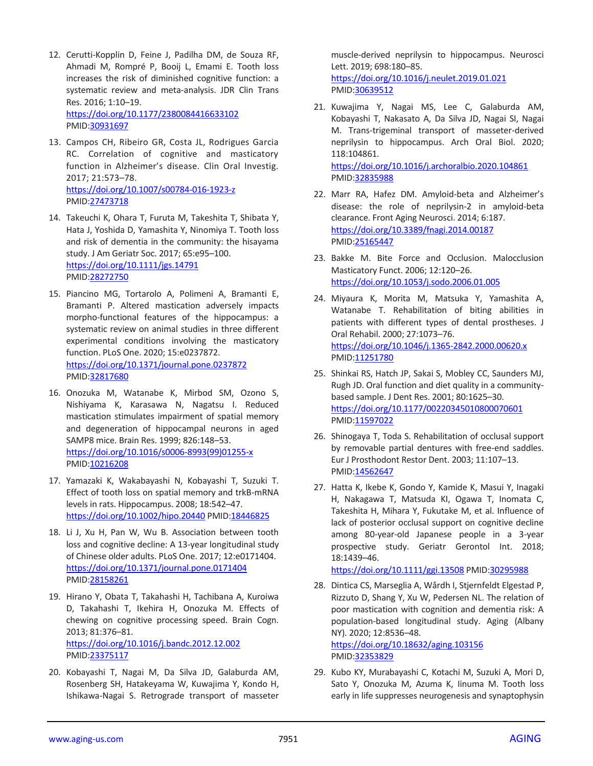12. Cerutti-Kopplin D, Feine J, Padilha DM, de Souza RF, Ahmadi M, Rompré P, Booij L, Emami E. Tooth loss increases the risk of diminished cognitive function: a systematic review and meta-analysis. JDR Clin Trans Res. 2016; 1:10–19.
https://doi.org/10.1177/2380084416633102
PMID:30931697

13. Campos CH, Ribeiro GR, Costa JL, Rodrigues Garcia RC. Correlation of cognitive and masticatory function in Alzheimer's disease. Clin Oral Investig. 2017; 21:573–78.
https://doi.org/10.1007/s00784-016-1923-z
PMID:27473718

14. Takeuchi K, Ohara T, Furuta M, Takeshita T, Shibata Y, Hata J, Yoshida D, Yamashita Y, Ninomiya T. Tooth loss and risk of dementia in the community: the hisayama study. J Am Geriatr Soc. 2017; 65:e95–100.
https://doi.org/10.1111/jgs.14791
PMID:28272750

15. Piancino MG, Tortarolo A, Polimeni A, Bramanti E, Bramanti P. Altered mastication adversely impacts morpho-functional features of the hippocampus: a systematic review on animal studies in three different experimental conditions involving the masticatory function. PLoS One. 2020; 15:e0237872.
https://doi.org/10.1371/journal.pone.0237872
PMID:32817680

16. Onozuka M, Watanabe K, Mirbod SM, Ozono S, Nishiyama K, Karasawa N, Nagatsu I. Reduced mastication stimulates impairment of spatial memory and degeneration of hippocampal neurons in aged SAMP8 mice. Brain Res. 1999; 826:148–53.
https://doi.org/10.1016/s0006-8993(99)01255-x
PMID:10216208

17. Yamazaki K, Wakabayashi N, Kobayashi T, Suzuki T. Effect of tooth loss on spatial memory and trkB-mRNA levels in rats. Hippocampus. 2008; 18:542–47.
https://doi.org/10.1002/hipo.20440 PMID:18446825

18. Li J, Xu H, Pan W, Wu B. Association between tooth loss and cognitive decline: A 13-year longitudinal study of Chinese older adults. PLoS One. 2017; 12:e0171404.
https://doi.org/10.1371/journal.pone.0171404
PMID:28158261

19. Hirano Y, Obata T, Takahashi H, Tachibana A, Kuroiwa D, Takahashi T, Ikehira H, Onozuka M. Effects of chewing on cognitive processing speed. Brain Cogn. 2013; 81:376–81.
https://doi.org/10.1016/j.bandc.2012.12.002
PMID:23375117

20. Kobayashi T, Nagai M, Da Silva JD, Galaburda AM, Rosenberg SH, Hatakeyama W, Kuwajima Y, Kondo H, Ishikawa-Nagai S. Retrograde transport of masseter muscle-derived neprilysin to hippocampus. Neurosci Lett. 2019; 698:180–85.
https://doi.org/10.1016/j.neulet.2019.01.021
PMID:30639512

21. Kuwajima Y, Nagai MS, Lee C, Galaburda AM, Kobayashi T, Nakasato A, Da Silva JD, Nagai SI, Nagai M. Trans-trigeminal transport of masseter-derived neprilysin to hippocampus. Arch Oral Biol. 2020; 118:104861.
https://doi.org/10.1016/j.archoralbio.2020.104861
PMID:32835988

22. Marr RA, Hafez DM. Amyloid-beta and Alzheimer's disease: the role of neprilysin-2 in amyloid-beta clearance. Front Aging Neurosci. 2014; 6:187.
https://doi.org/10.3389/fnagi.2014.00187
PMID:25165447

23. Bakke M. Bite Force and Occlusion. Malocclusion Masticatory Funct. 2006; 12:120–26.
https://doi.org/10.1053/j.sodo.2006.01.005

24. Miyaura K, Morita M, Matsuka Y, Yamashita A, Watanabe T. Rehabilitation of biting abilities in patients with different types of dental prostheses. J Oral Rehabil. 2000; 27:1073–76.
https://doi.org/10.1046/j.1365-2842.2000.00620.x
PMID:11251780

25. Shinkai RS, Hatch JP, Sakai S, Mobley CC, Saunders MJ, Rugh JD. Oral function and diet quality in a community-based sample. J Dent Res. 2001; 80:1625–30.
https://doi.org/10.1177/00220345010800070601
PMID:11597022

26. Shinogaya T, Toda S. Rehabilitation of occlusal support by removable partial dentures with free-end saddles. Eur J Prosthodont Restor Dent. 2003; 11:107–13.
PMID:14562647

27. Hatta K, Ikebe K, Gondo Y, Kamide K, Masui Y, Inagaki H, Nakagawa T, Matsuda KI, Ogawa T, Inomata C, Takeshita H, Mihara Y, Fukutake M, et al. Influence of lack of posterior occlusal support on cognitive decline among 80-year-old Japanese people in a 3-year prospective study. Geriatr Gerontol Int. 2018; 18:1439–46.
https://doi.org/10.1111/ggi.13508 PMID:30295988

28. Dintica CS, Marseglia A, Wårdh I, Stjernfeldt Elgestad P, Rizzuto D, Shang Y, Xu W, Pedersen NL. The relation of poor mastication with cognition and dementia risk: A population-based longitudinal study. Aging (Albany NY). 2020; 12:8536–48.
https://doi.org/10.18632/aging.103156
PMID:32353829

29. Kubo KY, Murabayashi C, Kotachi M, Suzuki A, Mori D, Sato Y, Onozuka M, Azuma K, Iinuma M. Tooth loss early in life suppresses neurogenesis and synaptophysin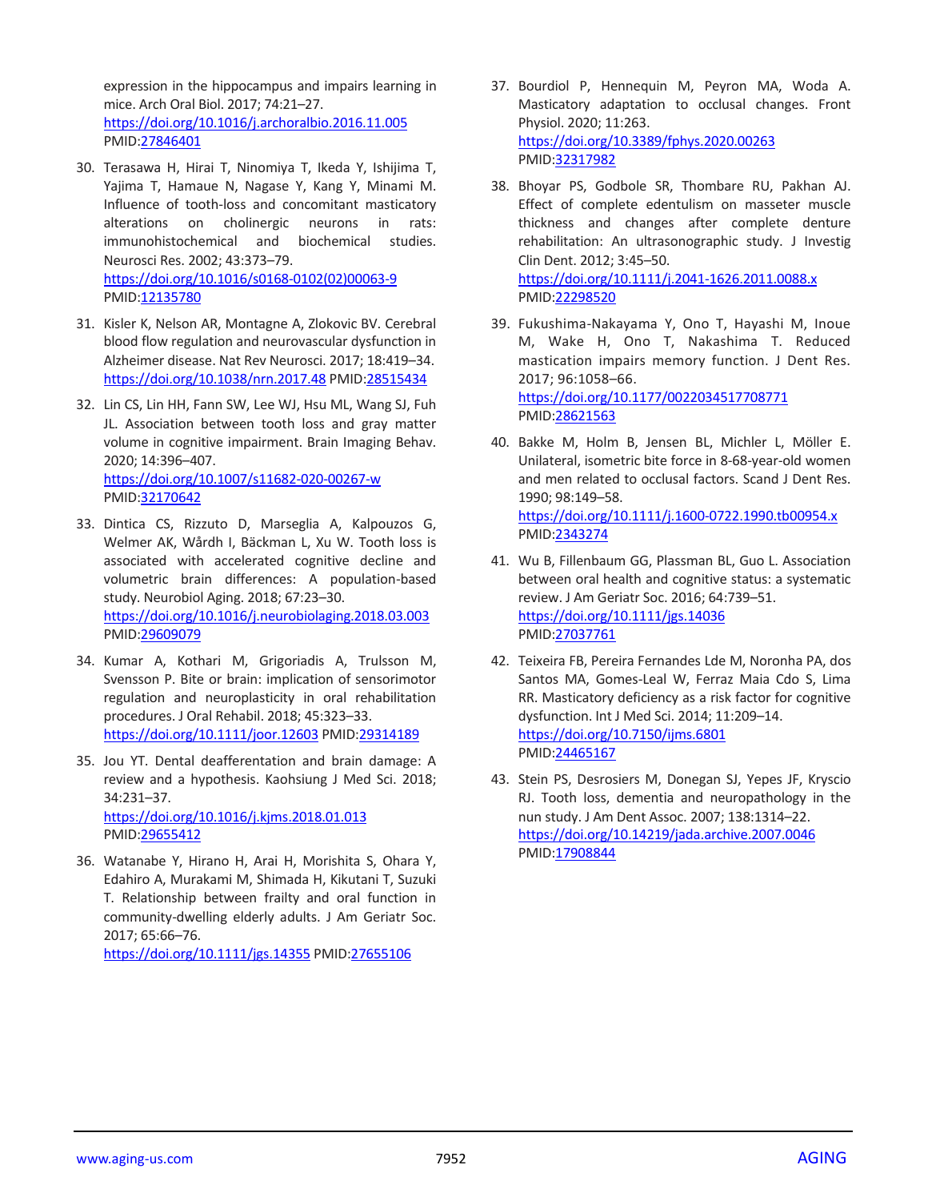expression in the hippocampus and impairs learning in mice. Arch Oral Biol. 2017; 74:21–27. https://doi.org/10.1016/j.archoralbio.2016.11.005 PMID:27846401

30. Terasawa H, Hirai T, Ninomiya T, Ikeda Y, Ishijima T, Yajima T, Hamaue N, Nagase Y, Kang Y, Minami M. Influence of tooth-loss and concomitant masticatory alterations on cholinergic neurons in rats: immunohistochemical and biochemical studies. Neurosci Res. 2002; 43:373–79. https://doi.org/10.1016/s0168-0102(02)00063-9 PMID:12135780

31. Kisler K, Nelson AR, Montagne A, Zlokovic BV. Cerebral blood flow regulation and neurovascular dysfunction in Alzheimer disease. Nat Rev Neurosci. 2017; 18:419–34. https://doi.org/10.1038/nrn.2017.48 PMID:28515434

32. Lin CS, Lin HH, Fann SW, Lee WJ, Hsu ML, Wang SJ, Fuh JL. Association between tooth loss and gray matter volume in cognitive impairment. Brain Imaging Behav. 2020; 14:396–407. https://doi.org/10.1007/s11682-020-00267-w PMID:32170642

33. Dintica CS, Rizzuto D, Marseglia A, Kalpouzos G, Welmer AK, Wårdh I, Bäckman L, Xu W. Tooth loss is associated with accelerated cognitive decline and volumetric brain differences: A population-based study. Neurobiol Aging. 2018; 67:23–30. https://doi.org/10.1016/j.neurobiolaging.2018.03.003 PMID:29609079

34. Kumar A, Kothari M, Grigoriadis A, Trulsson M, Svensson P. Bite or brain: implication of sensorimotor regulation and neuroplasticity in oral rehabilitation procedures. J Oral Rehabil. 2018; 45:323–33. https://doi.org/10.1111/joor.12603 PMID:29314189

35. Jou YT. Dental deafferentation and brain damage: A review and a hypothesis. Kaohsiung J Med Sci. 2018; 34:231–37. https://doi.org/10.1016/j.kjms.2018.01.013 PMID:29655412

36. Watanabe Y, Hirano H, Arai H, Morishita S, Ohara Y, Edahiro A, Murakami M, Shimada H, Kikutani T, Suzuki T. Relationship between frailty and oral function in community-dwelling elderly adults. J Am Geriatr Soc. 2017; 65:66–76. https://doi.org/10.1111/jgs.14355 PMID:27655106

37. Bourdiol P, Hennequin M, Peyron MA, Woda A. Masticatory adaptation to occlusal changes. Front Physiol. 2020; 11:263. https://doi.org/10.3389/fphys.2020.00263 PMID:32317982

38. Bhoyar PS, Godbole SR, Thombare RU, Pakhan AJ. Effect of complete edentulism on masseter muscle thickness and changes after complete denture rehabilitation: An ultrasonographic study. J Investig Clin Dent. 2012; 3:45–50. https://doi.org/10.1111/j.2041-1626.2011.0088.x PMID:22298520

39. Fukushima-Nakayama Y, Ono T, Hayashi M, Inoue M, Wake H, Ono T, Nakashima T. Reduced mastication impairs memory function. J Dent Res. 2017; 96:1058–66. https://doi.org/10.1177/0022034517708771 PMID:28621563

40. Bakke M, Holm B, Jensen BL, Michler L, Möller E. Unilateral, isometric bite force in 8-68-year-old women and men related to occlusal factors. Scand J Dent Res. 1990; 98:149–58. https://doi.org/10.1111/j.1600-0722.1990.tb00954.x PMID:2343274

41. Wu B, Fillenbaum GG, Plassman BL, Guo L. Association between oral health and cognitive status: a systematic review. J Am Geriatr Soc. 2016; 64:739–51. https://doi.org/10.1111/jgs.14036 PMID:27037761

42. Teixeira FB, Pereira Fernandes Lde M, Noronha PA, dos Santos MA, Gomes-Leal W, Ferraz Maia Cdo S, Lima RR. Masticatory deficiency as a risk factor for cognitive dysfunction. Int J Med Sci. 2014; 11:209–14. https://doi.org/10.7150/ijms.6801 PMID:24465167

43. Stein PS, Desrosiers M, Donegan SJ, Yepes JF, Kryscio RJ. Tooth loss, dementia and neuropathology in the nun study. J Am Dent Assoc. 2007; 138:1314–22. https://doi.org/10.14219/jada.archive.2007.0046 PMID:17908844